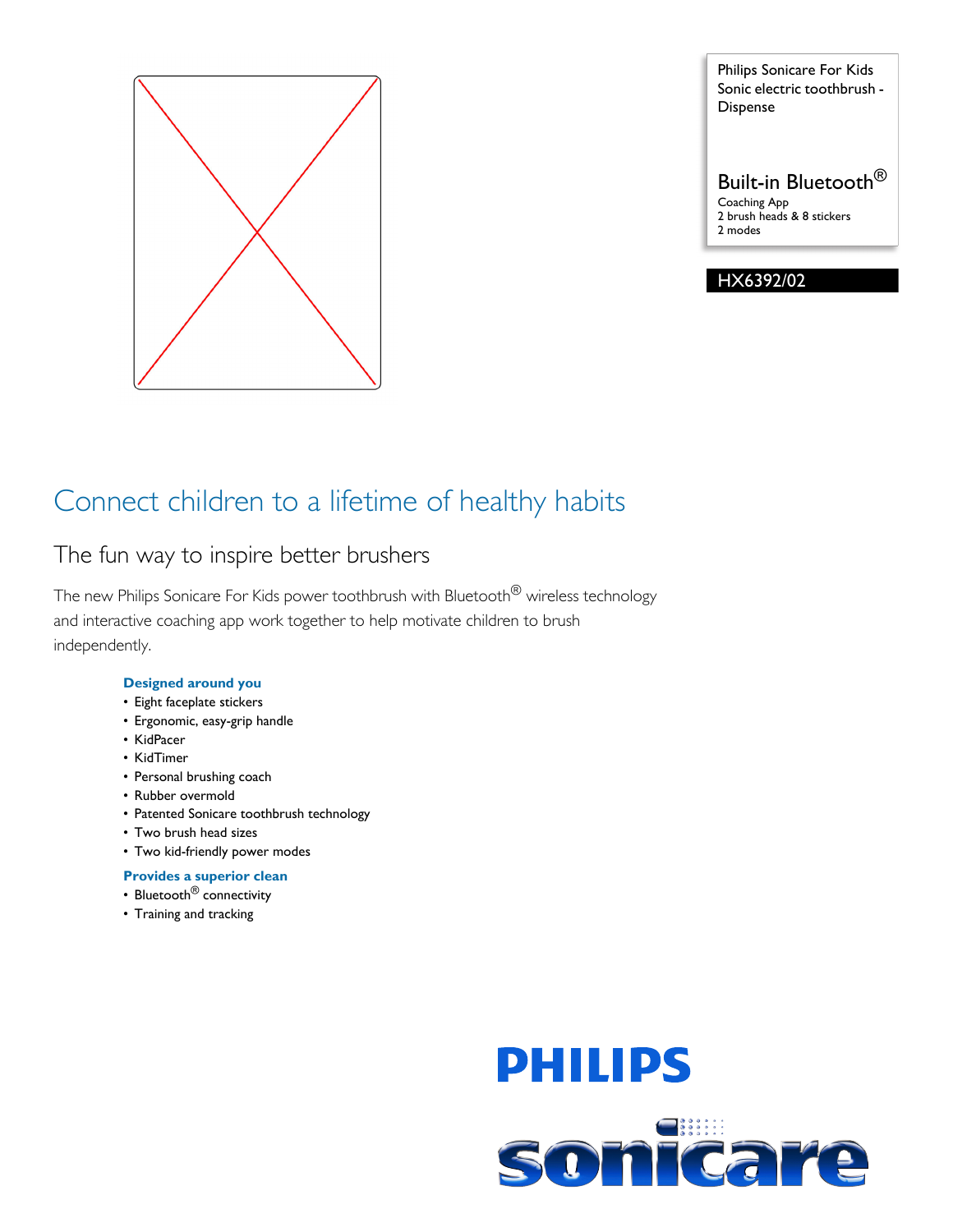Philips Sonicare For Kids Sonic electric toothbrush - Dispense

Built-in Bluetooth®

Coaching App
2 brush heads & 8 stickers
2 modes

HX6392/02

# Connect children to a lifetime of healthy habits

## The fun way to inspire better brushers

The new Philips Sonicare For Kids power toothbrush with Bluetooth® wireless technology and interactive coaching app work together to help motivate children to brush independently.

### Designed around you

- Eight faceplate stickers
- Ergonomic, easy-grip handle
- KidPacer
- KidTimer
- Personal brushing coach
- Rubber overmold
- Patented Sonicare toothbrush technology
- Two brush head sizes
- Two kid-friendly power modes

### Provides a superior clean

- Bluetooth® connectivity
- Training and tracking

PHILIPS

sonicare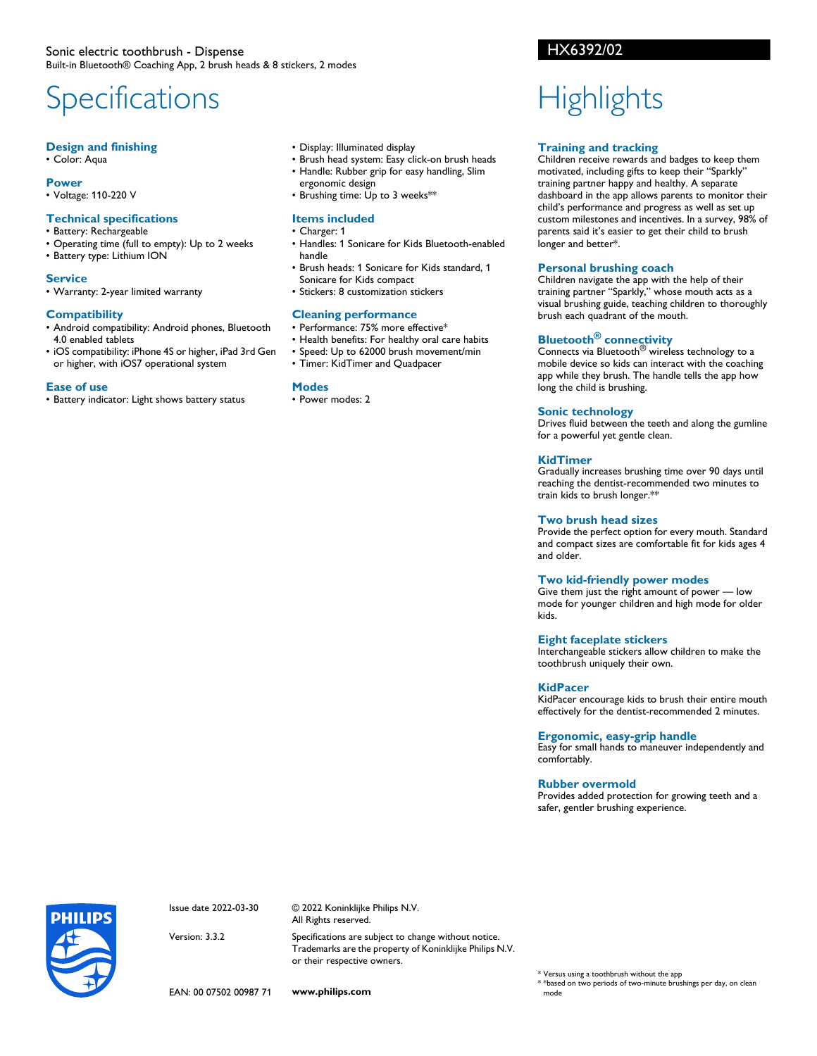Sonic electric toothbrush - Dispense
Built-in Bluetooth® Coaching App, 2 brush heads & 8 stickers, 2 modes

HX6392/02

# Specifications

### Design and finishing
- Color: Aqua

### Power
- Voltage: 110-220 V

### Technical specifications
- Battery: Rechargeable
- Operating time (full to empty): Up to 2 weeks
- Battery type: Lithium ION

### Service
- Warranty: 2-year limited warranty

### Compatibility
- Android compatibility: Android phones, Bluetooth 4.0 enabled tablets
- iOS compatibility: iPhone 4S or higher, iPad 3rd Gen or higher, with iOS7 operational system

### Ease of use
- Battery indicator: Light shows battery status
- Display: Illuminated display
- Brush head system: Easy click-on brush heads
- Handle: Rubber grip for easy handling, Slim ergonomic design
- Brushing time: Up to 3 weeks**

### Items included
- Charger: 1
- Handles: 1 Sonicare for Kids Bluetooth-enabled handle
- Brush heads: 1 Sonicare for Kids standard, 1 Sonicare for Kids compact
- Stickers: 8 customization stickers

### Cleaning performance
- Performance: 75% more effective*
- Health benefits: For healthy oral care habits
- Speed: Up to 62000 brush movement/min
- Timer: KidTimer and Quadpacer

### Modes
- Power modes: 2

# Highlights

### Training and tracking
Children receive rewards and badges to keep them motivated, including gifts to keep their "Sparkly" training partner happy and healthy. A separate dashboard in the app allows parents to monitor their child's performance and progress as well as set up custom milestones and incentives. In a survey, 98% of parents said it's easier to get their child to brush longer and better*.

### Personal brushing coach
Children navigate the app with the help of their training partner "Sparkly," whose mouth acts as a visual brushing guide, teaching children to thoroughly brush each quadrant of the mouth.

### Bluetooth® connectivity
Connects via Bluetooth® wireless technology to a mobile device so kids can interact with the coaching app while they brush. The handle tells the app how long the child is brushing.

### Sonic technology
Drives fluid between the teeth and along the gumline for a powerful yet gentle clean.

### KidTimer
Gradually increases brushing time over 90 days until reaching the dentist-recommended two minutes to train kids to brush longer.**

### Two brush head sizes
Provide the perfect option for every mouth. Standard and compact sizes are comfortable fit for kids ages 4 and older.

### Two kid-friendly power modes
Give them just the right amount of power — low mode for younger children and high mode for older kids.

### Eight faceplate stickers
Interchangeable stickers allow children to make the toothbrush uniquely their own.

### KidPacer
KidPacer encourage kids to brush their entire mouth effectively for the dentist-recommended 2 minutes.

### Ergonomic, easy-grip handle
Easy for small hands to maneuver independently and comfortably.

### Rubber overmold
Provides added protection for growing teeth and a safer, gentler brushing experience.

Issue date 2022-03-30

Version: 3.3.2

EAN: 00 07502 00987 71

© 2022 Koninklijke Philips N.V.
All Rights reserved.

Specifications are subject to change without notice. Trademarks are the property of Koninklijke Philips N.V. or their respective owners.

www.philips.com

* Versus using a toothbrush without the app
* *based on two periods of two-minute brushings per day, on clean mode